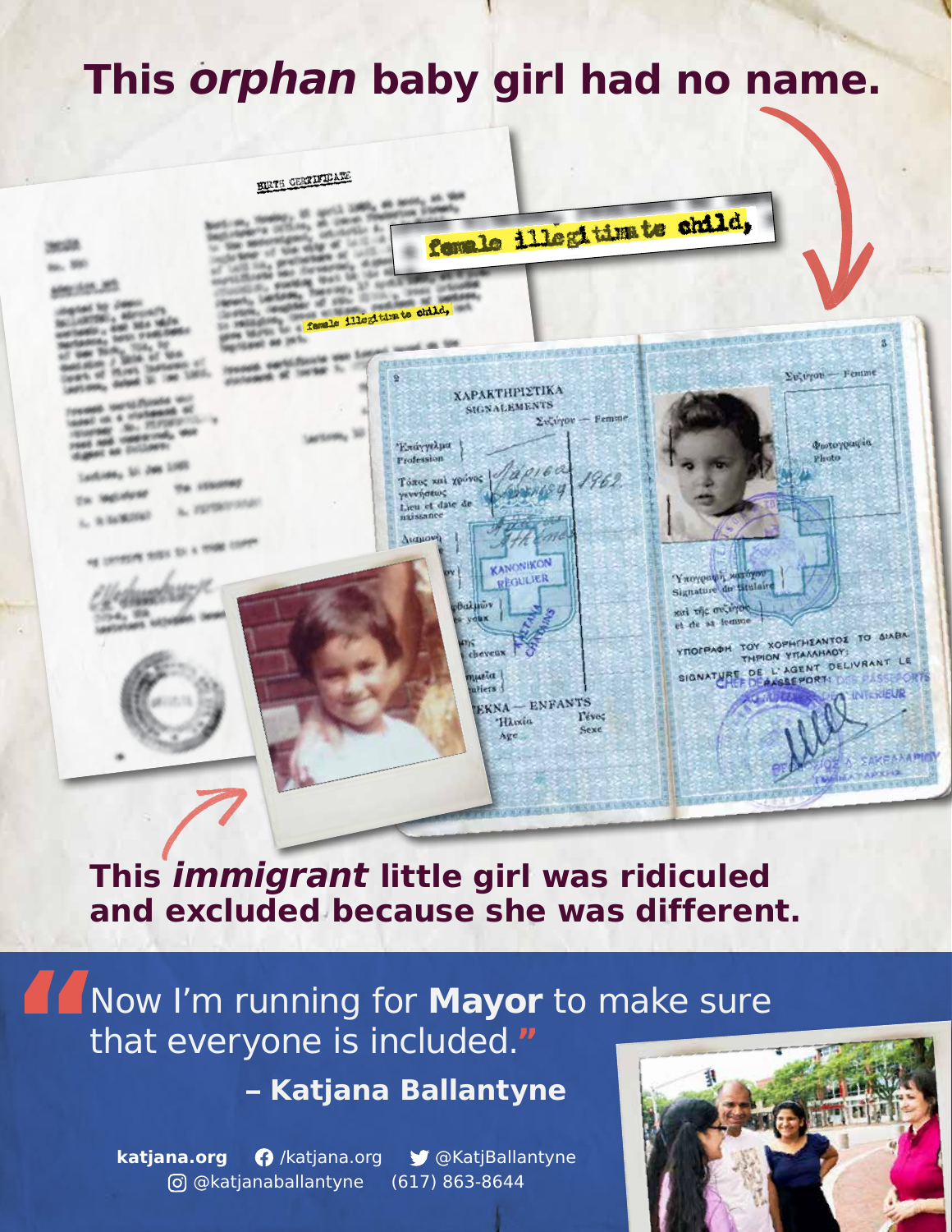# This *orphan* baby girl had no name.

female illegitimate child,

**This *immigrant* little girl was ridiculed and excluded because she was different.**

"Now I'm running for **Mayor** to make sure that everyone is included."

**– Katjana Ballantyne**

**katjana.org** /katjana.org @KatjBallantyne @katjanaballantyne (617) 863-8644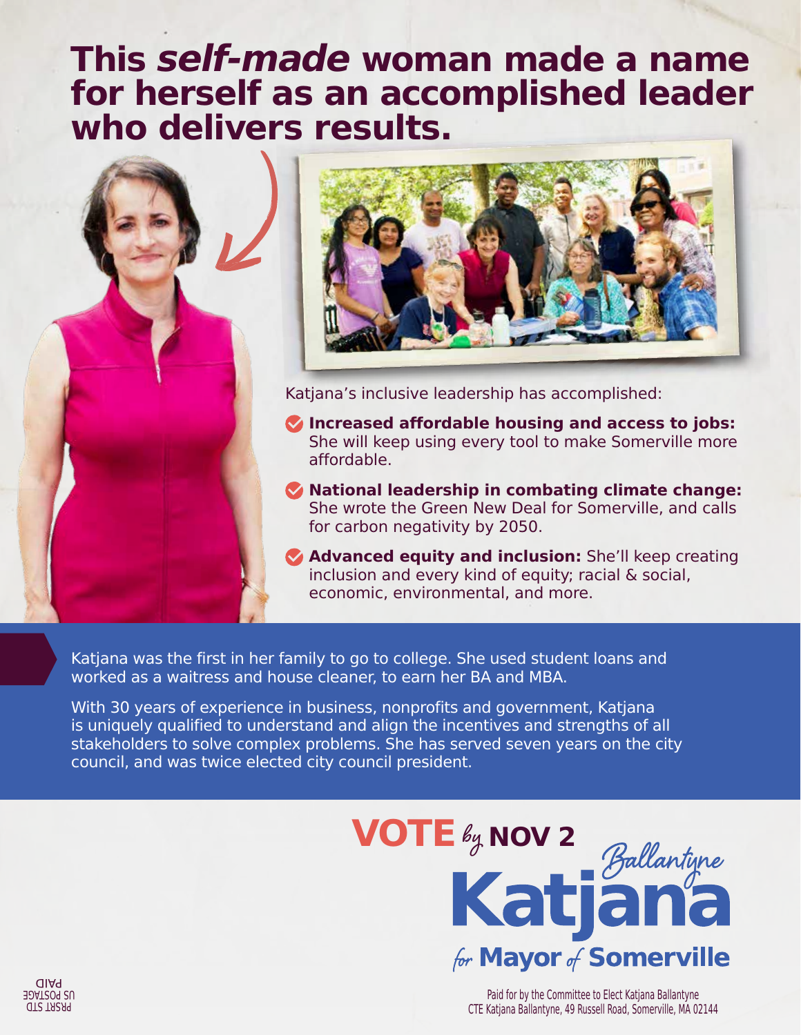# This *self-made* woman made a name for herself as an accomplished leader who delivers results.

Katjana's inclusive leadership has accomplished:

- **Increased affordable housing and access to jobs:** She will keep using every tool to make Somerville more affordable.
- **National leadership in combating climate change:** She wrote the Green New Deal for Somerville, and calls for carbon negativity by 2050.
- **Advanced equity and inclusion:** She'll keep creating inclusion and every kind of equity; racial & social, economic, environmental, and more.

Katjana was the first in her family to go to college. She used student loans and worked as a waitress and house cleaner, to earn her BA and MBA.

With 30 years of experience in business, nonprofits and government, Katjana is uniquely qualified to understand and align the incentives and strengths of all stakeholders to solve complex problems. She has served seven years on the city council, and was twice elected city council president.

**VOTE** *by* **NOV 2**

**Katjana** *Ballantyne*

*for* **Mayor** *of* **Somerville**

PRSRT STD
US POSTAGE
PAID

Paid for by the Committee to Elect Katjana Ballantyne
CTE Katjana Ballantyne, 49 Russell Road, Somerville, MA 02144